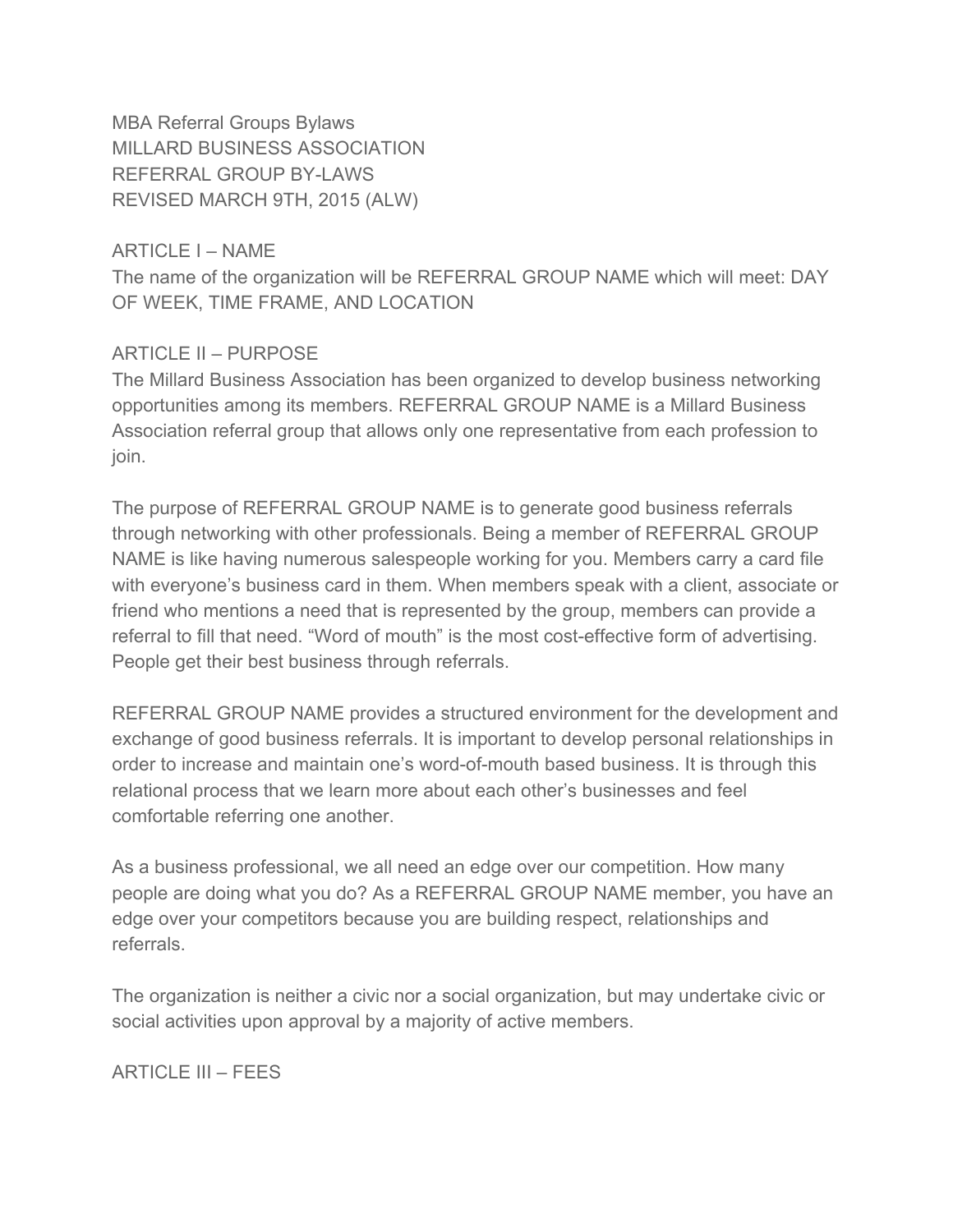MBA Referral Groups Bylaws
MILLARD BUSINESS ASSOCIATION
REFERRAL GROUP BY-LAWS
REVISED MARCH 9TH, 2015 (ALW)

## ARTICLE I – NAME

The name of the organization will be REFERRAL GROUP NAME which will meet: DAY OF WEEK, TIME FRAME, AND LOCATION

## ARTICLE II – PURPOSE

The Millard Business Association has been organized to develop business networking opportunities among its members. REFERRAL GROUP NAME is a Millard Business Association referral group that allows only one representative from each profession to join.

The purpose of REFERRAL GROUP NAME is to generate good business referrals through networking with other professionals. Being a member of REFERRAL GROUP NAME is like having numerous salespeople working for you. Members carry a card file with everyone's business card in them. When members speak with a client, associate or friend who mentions a need that is represented by the group, members can provide a referral to fill that need. "Word of mouth" is the most cost-effective form of advertising. People get their best business through referrals.

REFERRAL GROUP NAME provides a structured environment for the development and exchange of good business referrals. It is important to develop personal relationships in order to increase and maintain one's word-of-mouth based business. It is through this relational process that we learn more about each other's businesses and feel comfortable referring one another.

As a business professional, we all need an edge over our competition. How many people are doing what you do? As a REFERRAL GROUP NAME member, you have an edge over your competitors because you are building respect, relationships and referrals.

The organization is neither a civic nor a social organization, but may undertake civic or social activities upon approval by a majority of active members.

## ARTICLE III – FEES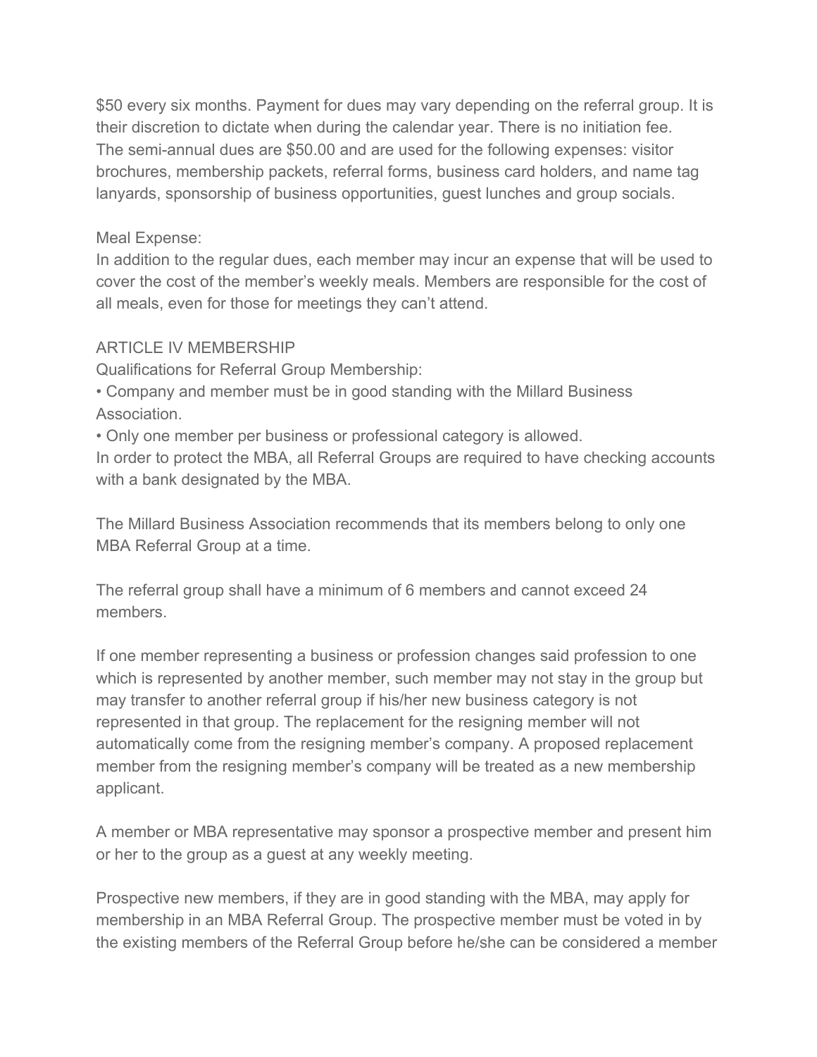$50 every six months. Payment for dues may vary depending on the referral group. It is their discretion to dictate when during the calendar year. There is no initiation fee. The semi-annual dues are $50.00 and are used for the following expenses: visitor brochures, membership packets, referral forms, business card holders, and name tag lanyards, sponsorship of business opportunities, guest lunches and group socials.

Meal Expense:
In addition to the regular dues, each member may incur an expense that will be used to cover the cost of the member's weekly meals. Members are responsible for the cost of all meals, even for those for meetings they can't attend.

## ARTICLE IV MEMBERSHIP

Qualifications for Referral Group Membership:

- Company and member must be in good standing with the Millard Business Association.
- Only one member per business or professional category is allowed.

In order to protect the MBA, all Referral Groups are required to have checking accounts with a bank designated by the MBA.

The Millard Business Association recommends that its members belong to only one MBA Referral Group at a time.

The referral group shall have a minimum of 6 members and cannot exceed 24 members.

If one member representing a business or profession changes said profession to one which is represented by another member, such member may not stay in the group but may transfer to another referral group if his/her new business category is not represented in that group. The replacement for the resigning member will not automatically come from the resigning member's company. A proposed replacement member from the resigning member's company will be treated as a new membership applicant.

A member or MBA representative may sponsor a prospective member and present him or her to the group as a guest at any weekly meeting.

Prospective new members, if they are in good standing with the MBA, may apply for membership in an MBA Referral Group. The prospective member must be voted in by the existing members of the Referral Group before he/she can be considered a member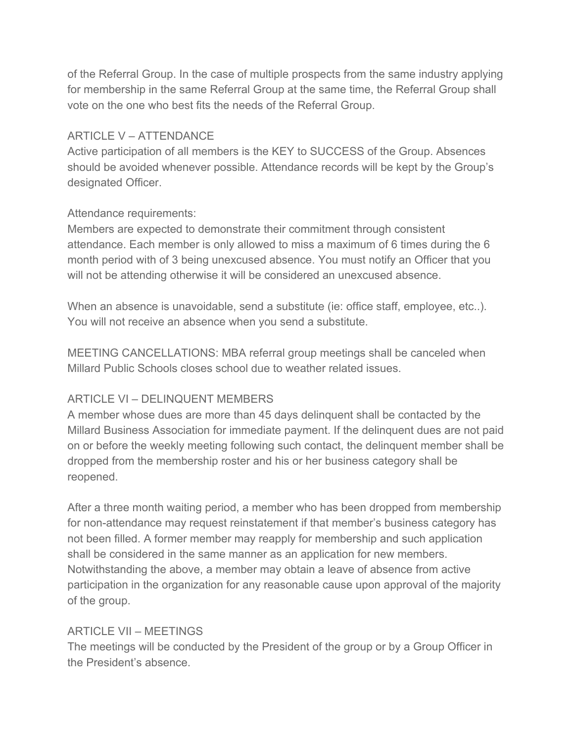of the Referral Group. In the case of multiple prospects from the same industry applying for membership in the same Referral Group at the same time, the Referral Group shall vote on the one who best fits the needs of the Referral Group.

## ARTICLE V – ATTENDANCE

Active participation of all members is the KEY to SUCCESS of the Group. Absences should be avoided whenever possible. Attendance records will be kept by the Group's designated Officer.

Attendance requirements:
Members are expected to demonstrate their commitment through consistent attendance. Each member is only allowed to miss a maximum of 6 times during the 6 month period with of 3 being unexcused absence. You must notify an Officer that you will not be attending otherwise it will be considered an unexcused absence.

When an absence is unavoidable, send a substitute (ie: office staff, employee, etc..). You will not receive an absence when you send a substitute.

MEETING CANCELLATIONS: MBA referral group meetings shall be canceled when Millard Public Schools closes school due to weather related issues.

## ARTICLE VI – DELINQUENT MEMBERS

A member whose dues are more than 45 days delinquent shall be contacted by the Millard Business Association for immediate payment. If the delinquent dues are not paid on or before the weekly meeting following such contact, the delinquent member shall be dropped from the membership roster and his or her business category shall be reopened.

After a three month waiting period, a member who has been dropped from membership for non-attendance may request reinstatement if that member's business category has not been filled. A former member may reapply for membership and such application shall be considered in the same manner as an application for new members. Notwithstanding the above, a member may obtain a leave of absence from active participation in the organization for any reasonable cause upon approval of the majority of the group.

## ARTICLE VII – MEETINGS

The meetings will be conducted by the President of the group or by a Group Officer in the President's absence.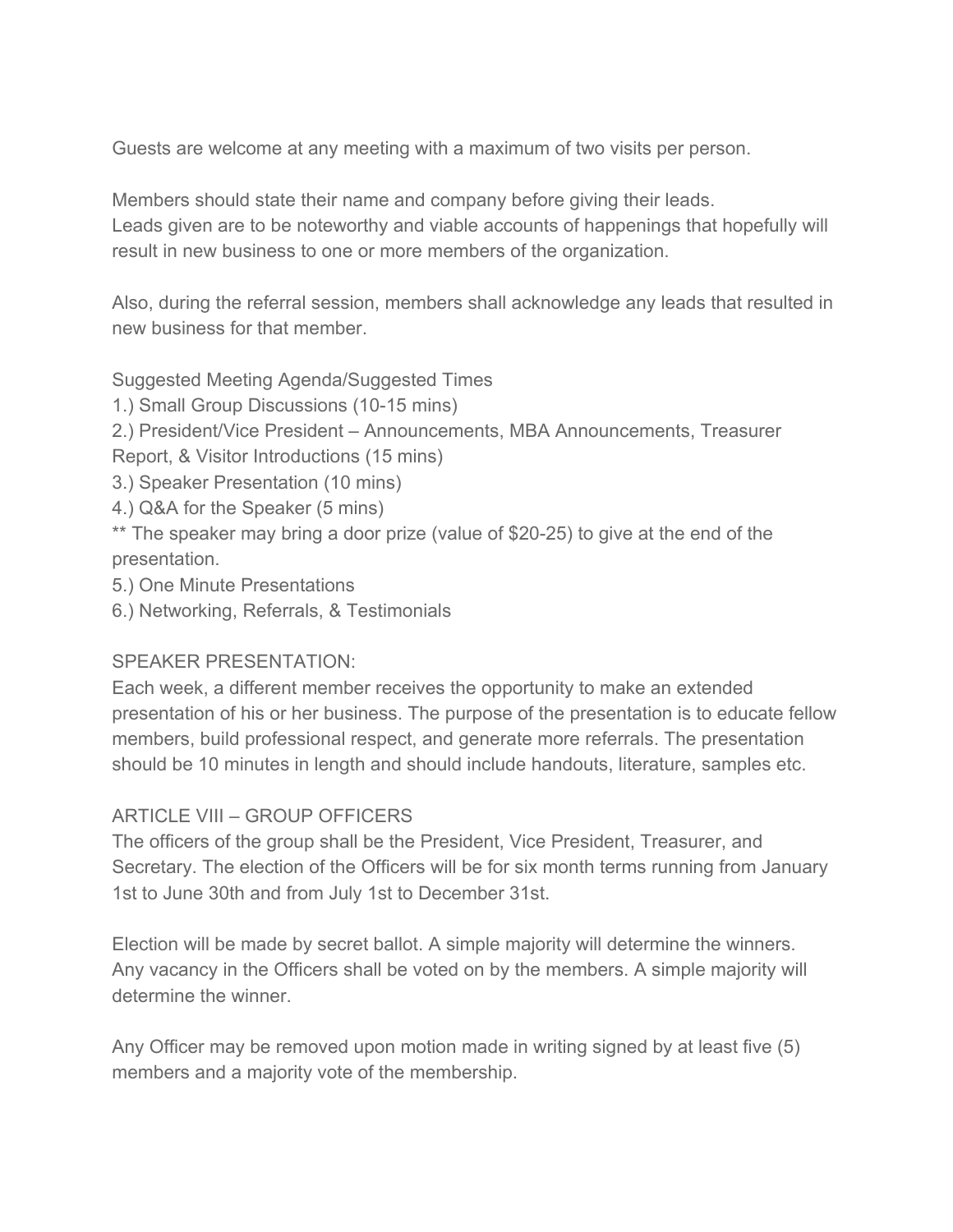Guests are welcome at any meeting with a maximum of two visits per person.

Members should state their name and company before giving their leads.
Leads given are to be noteworthy and viable accounts of happenings that hopefully will result in new business to one or more members of the organization.

Also, during the referral session, members shall acknowledge any leads that resulted in new business for that member.

Suggested Meeting Agenda/Suggested Times

1.) Small Group Discussions (10-15 mins)
2.) President/Vice President – Announcements, MBA Announcements, Treasurer Report, & Visitor Introductions (15 mins)
3.) Speaker Presentation (10 mins)
4.) Q&A for the Speaker (5 mins)
** The speaker may bring a door prize (value of $20-25) to give at the end of the presentation.
5.) One Minute Presentations
6.) Networking, Referrals, & Testimonials

SPEAKER PRESENTATION:
Each week, a different member receives the opportunity to make an extended presentation of his or her business. The purpose of the presentation is to educate fellow members, build professional respect, and generate more referrals. The presentation should be 10 minutes in length and should include handouts, literature, samples etc.

## ARTICLE VIII – GROUP OFFICERS

The officers of the group shall be the President, Vice President, Treasurer, and Secretary. The election of the Officers will be for six month terms running from January 1st to June 30th and from July 1st to December 31st.

Election will be made by secret ballot. A simple majority will determine the winners. Any vacancy in the Officers shall be voted on by the members. A simple majority will determine the winner.

Any Officer may be removed upon motion made in writing signed by at least five (5) members and a majority vote of the membership.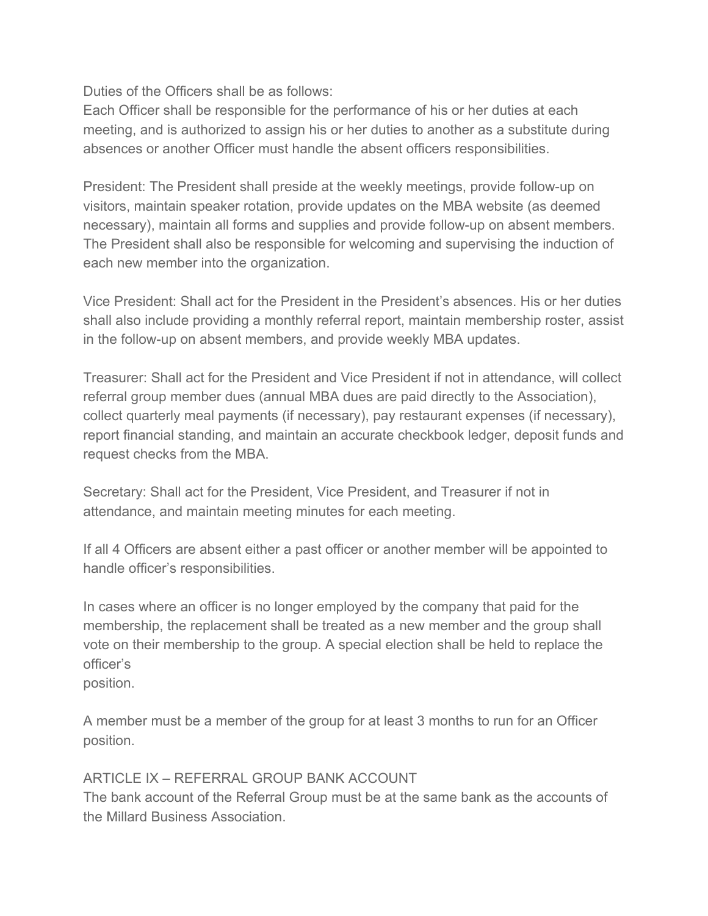Duties of the Officers shall be as follows:
Each Officer shall be responsible for the performance of his or her duties at each meeting, and is authorized to assign his or her duties to another as a substitute during absences or another Officer must handle the absent officers responsibilities.

President: The President shall preside at the weekly meetings, provide follow-up on visitors, maintain speaker rotation, provide updates on the MBA website (as deemed necessary), maintain all forms and supplies and provide follow-up on absent members. The President shall also be responsible for welcoming and supervising the induction of each new member into the organization.

Vice President: Shall act for the President in the President's absences. His or her duties shall also include providing a monthly referral report, maintain membership roster, assist in the follow-up on absent members, and provide weekly MBA updates.

Treasurer: Shall act for the President and Vice President if not in attendance, will collect referral group member dues (annual MBA dues are paid directly to the Association), collect quarterly meal payments (if necessary), pay restaurant expenses (if necessary), report financial standing, and maintain an accurate checkbook ledger, deposit funds and request checks from the MBA.

Secretary: Shall act for the President, Vice President, and Treasurer if not in attendance, and maintain meeting minutes for each meeting.

If all 4 Officers are absent either a past officer or another member will be appointed to handle officer's responsibilities.

In cases where an officer is no longer employed by the company that paid for the membership, the replacement shall be treated as a new member and the group shall vote on their membership to the group. A special election shall be held to replace the officer's position.

A member must be a member of the group for at least 3 months to run for an Officer position.

## ARTICLE IX – REFERRAL GROUP BANK ACCOUNT

The bank account of the Referral Group must be at the same bank as the accounts of the Millard Business Association.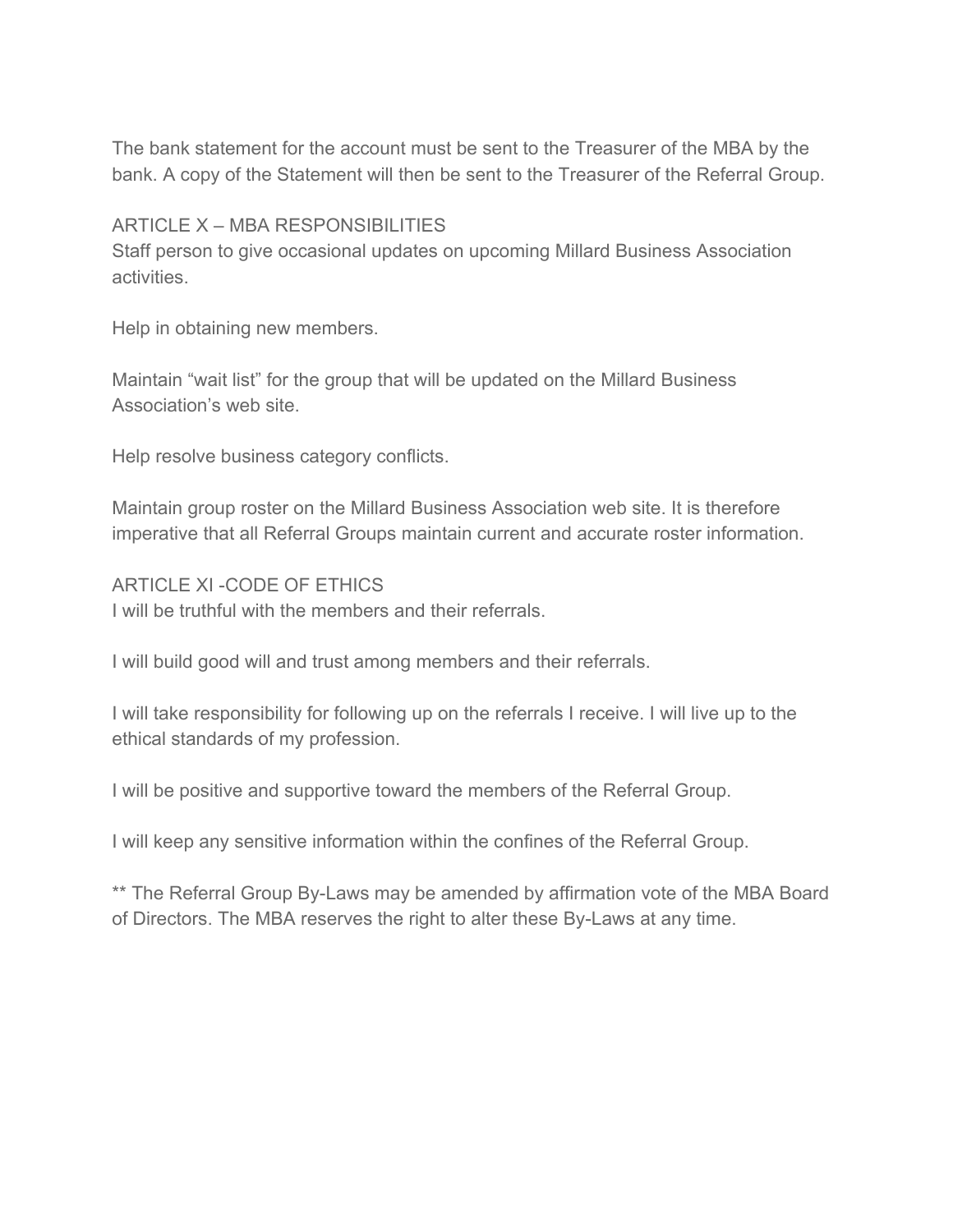The bank statement for the account must be sent to the Treasurer of the MBA by the bank. A copy of the Statement will then be sent to the Treasurer of the Referral Group.

## ARTICLE X – MBA RESPONSIBILITIES

Staff person to give occasional updates on upcoming Millard Business Association activities.

Help in obtaining new members.

Maintain “wait list” for the group that will be updated on the Millard Business Association’s web site.

Help resolve business category conflicts.

Maintain group roster on the Millard Business Association web site. It is therefore imperative that all Referral Groups maintain current and accurate roster information.

## ARTICLE XI -CODE OF ETHICS

I will be truthful with the members and their referrals.

I will build good will and trust among members and their referrals.

I will take responsibility for following up on the referrals I receive. I will live up to the ethical standards of my profession.

I will be positive and supportive toward the members of the Referral Group.

I will keep any sensitive information within the confines of the Referral Group.

** The Referral Group By-Laws may be amended by affirmation vote of the MBA Board of Directors. The MBA reserves the right to alter these By-Laws at any time.